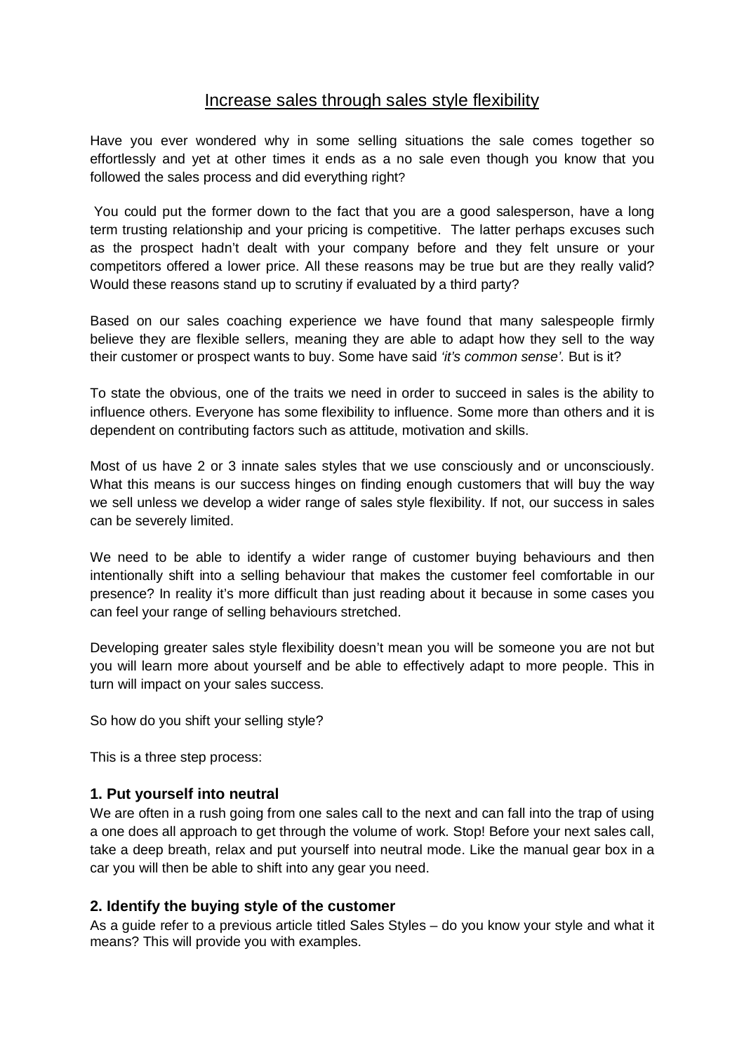# Increase sales through sales style flexibility

Have you ever wondered why in some selling situations the sale comes together so effortlessly and yet at other times it ends as a no sale even though you know that you followed the sales process and did everything right?

You could put the former down to the fact that you are a good salesperson, have a long term trusting relationship and your pricing is competitive. The latter perhaps excuses such as the prospect hadn't dealt with your company before and they felt unsure or your competitors offered a lower price. All these reasons may be true but are they really valid? Would these reasons stand up to scrutiny if evaluated by a third party?

Based on our sales coaching experience we have found that many salespeople firmly believe they are flexible sellers, meaning they are able to adapt how they sell to the way their customer or prospect wants to buy. Some have said *'it's common sense'*. But is it?

To state the obvious, one of the traits we need in order to succeed in sales is the ability to influence others. Everyone has some flexibility to influence. Some more than others and it is dependent on contributing factors such as attitude, motivation and skills.

Most of us have 2 or 3 innate sales styles that we use consciously and or unconsciously. What this means is our success hinges on finding enough customers that will buy the way we sell unless we develop a wider range of sales style flexibility. If not, our success in sales can be severely limited.

We need to be able to identify a wider range of customer buying behaviours and then intentionally shift into a selling behaviour that makes the customer feel comfortable in our presence? In reality it's more difficult than just reading about it because in some cases you can feel your range of selling behaviours stretched.

Developing greater sales style flexibility doesn't mean you will be someone you are not but you will learn more about yourself and be able to effectively adapt to more people. This in turn will impact on your sales success.

So how do you shift your selling style?

This is a three step process:

### 1. Put yourself into neutral

We are often in a rush going from one sales call to the next and can fall into the trap of using a one does all approach to get through the volume of work. Stop! Before your next sales call, take a deep breath, relax and put yourself into neutral mode. Like the manual gear box in a car you will then be able to shift into any gear you need.

### 2. Identify the buying style of the customer

As a guide refer to a previous article titled Sales Styles – do you know your style and what it means? This will provide you with examples.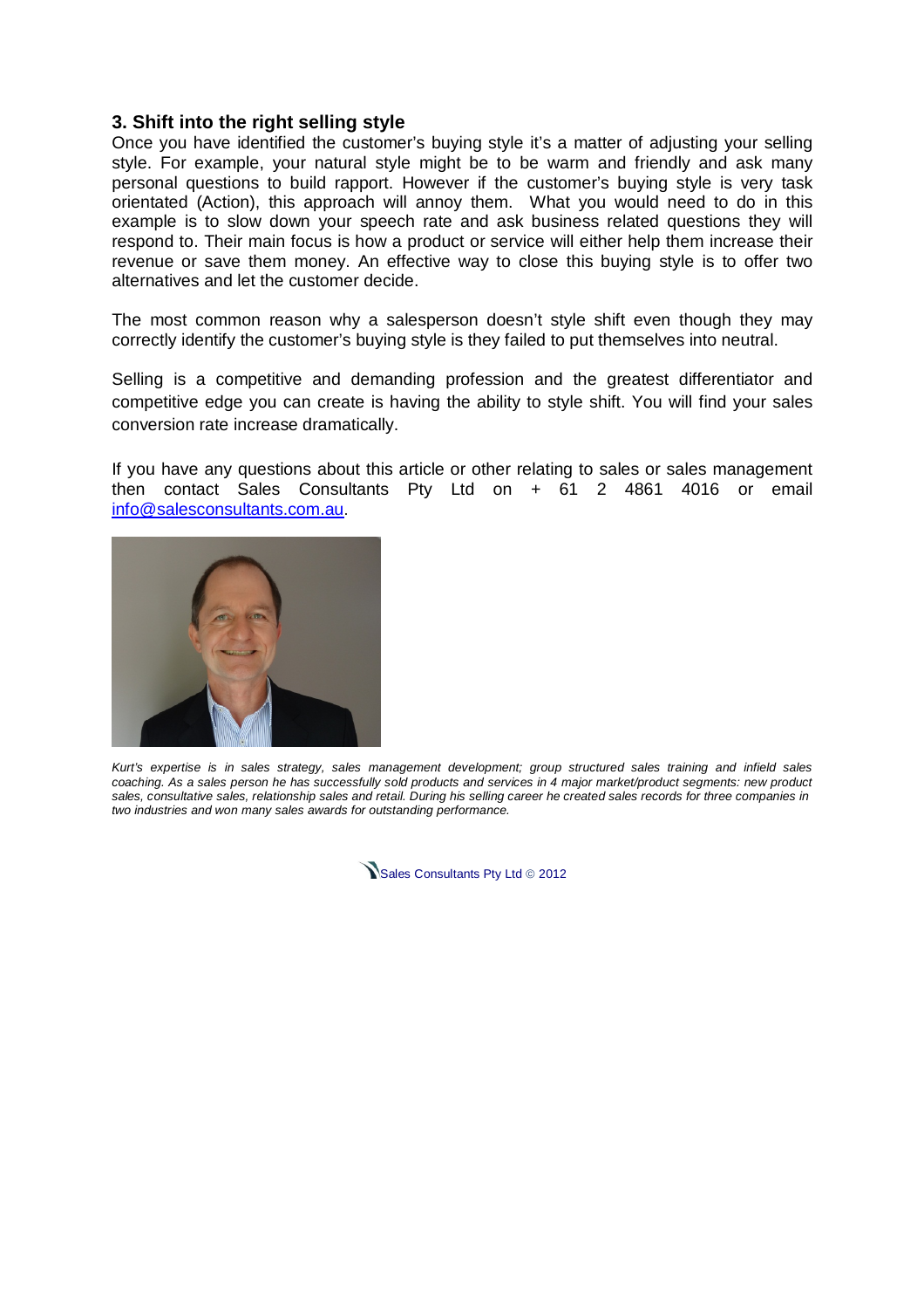### 3. Shift into the right selling style

Once you have identified the customer's buying style it's a matter of adjusting your selling style. For example, your natural style might be to be warm and friendly and ask many personal questions to build rapport. However if the customer's buying style is very task orientated (Action), this approach will annoy them. What you would need to do in this example is to slow down your speech rate and ask business related questions they will respond to. Their main focus is how a product or service will either help them increase their revenue or save them money. An effective way to close this buying style is to offer two alternatives and let the customer decide.

The most common reason why a salesperson doesn't style shift even though they may correctly identify the customer's buying style is they failed to put themselves into neutral.

Selling is a competitive and demanding profession and the greatest differentiator and competitive edge you can create is having the ability to style shift. You will find your sales conversion rate increase dramatically.

If you have any questions about this article or other relating to sales or sales management then contact Sales Consultants Pty Ltd on + 61 2 4861 4016 or email info@salesconsultants.com.au.

*Kurt's expertise is in sales strategy, sales management development; group structured sales training and infield sales coaching. As a sales person he has successfully sold products and services in 4 major market/product segments: new product sales, consultative sales, relationship sales and retail. During his selling career he created sales records for three companies in two industries and won many sales awards for outstanding performance.*

Sales Consultants Pty Ltd © 2012